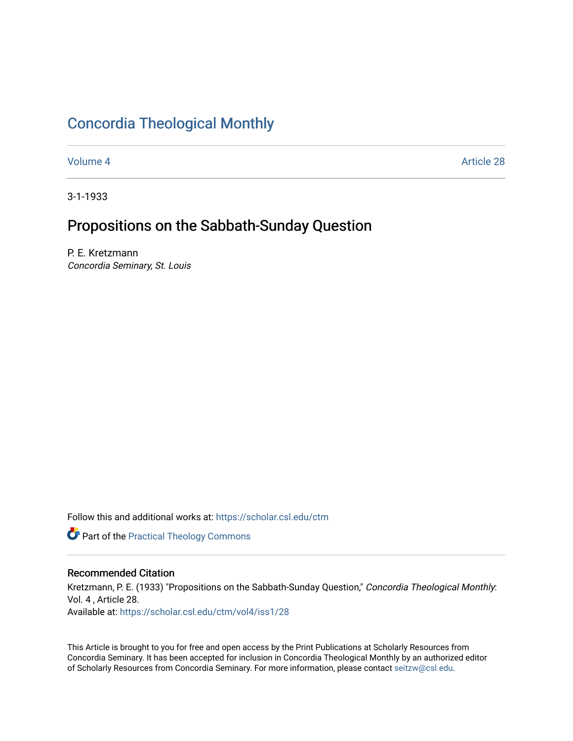# Concordia Theological Monthly

Volume 4 Article 28

3-1-1933

## Propositions on the Sabbath-Sunday Question

P. E. Kretzmann
*Concordia Seminary, St. Louis*

Follow this and additional works at: https://scholar.csl.edu/ctm

Part of the Practical Theology Commons

### Recommended Citation

Kretzmann, P. E. (1933) "Propositions on the Sabbath-Sunday Question," *Concordia Theological Monthly*: Vol. 4 , Article 28.
Available at: https://scholar.csl.edu/ctm/vol4/iss1/28

This Article is brought to you for free and open access by the Print Publications at Scholarly Resources from Concordia Seminary. It has been accepted for inclusion in Concordia Theological Monthly by an authorized editor of Scholarly Resources from Concordia Seminary. For more information, please contact seitzw@csl.edu.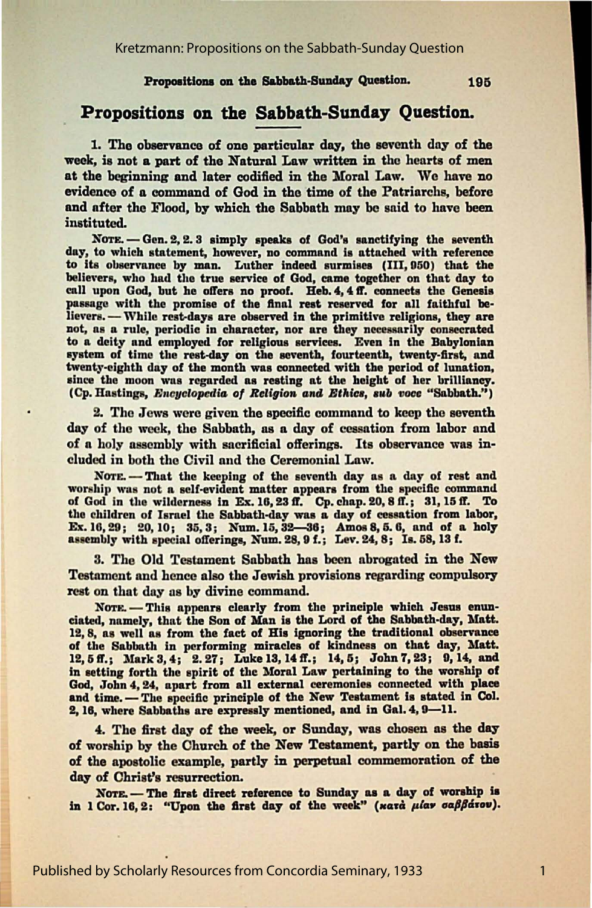# Propositions on the Sabbath-Sunday Question.

**1. The observance of one particular day, the seventh day of the week, is not a part of the Natural Law written in the hearts of men at the beginning and later codified in the Moral Law. We have no evidence of a command of God in the time of the Patriarchs, before and after the Flood, by which the Sabbath may be said to have been instituted.**

NOTE. — Gen. 2, 2. 3 simply speaks of God's sanctifying the seventh day, to which statement, however, no command is attached with reference to its observance by man. Luther indeed surmises (III, 950) that the believers, who had the true service of God, came together on that day to call upon God, but he offers no proof. Heb. 4, 4 ff. connects the Genesis passage with the promise of the final rest reserved for all faithful believers. — While rest-days are observed in the primitive religions, they are not, as a rule, periodic in character, nor are they necessarily consecrated to a deity and employed for religious services. Even in the Babylonian system of time the rest-day on the seventh, fourteenth, twenty-first, and twenty-eighth day of the month was connected with the period of lunation, since the moon was regarded as resting at the height of her brilliancy. (Cp. Hastings, *Encyclopedia of Religion and Ethics, sub voce* "Sabbath.")

**2. The Jews were given the specific command to keep the seventh day of the week, the Sabbath, as a day of cessation from labor and of a holy assembly with sacrificial offerings. Its observance was included in both the Civil and the Ceremonial Law.**

NOTE. — That the keeping of the seventh day as a day of rest and worship was not a self-evident matter appears from the specific command of God in the wilderness in Ex. 16, 23 ff. Cp. chap. 20, 8 ff.; 31, 15 ff. To the children of Israel the Sabbath-day was a day of cessation from labor, Ex. 16, 29; 20, 10; 35, 3; Num. 15, 32—36; Amos 8, 5. 6, and of a holy assembly with special offerings, Num. 28, 9 f.; Lev. 24, 8; Is. 58, 13 f.

**3. The Old Testament Sabbath has been abrogated in the New Testament and hence also the Jewish provisions regarding compulsory rest on that day as by divine command.**

NOTE. — This appears clearly from the principle which Jesus enunciated, namely, that the Son of Man is the Lord of the Sabbath-day, Matt. 12, 8, as well as from the fact of His ignoring the traditional observance of the Sabbath in performing miracles of kindness on that day, Matt. 12, 5 ff.; Mark 3, 4; 2. 27; Luke 13, 14 ff.; 14, 5; John 7, 23; 9, 14, and in setting forth the spirit of the Moral Law pertaining to the worship of God, John 4, 24, apart from all external ceremonies connected with place and time. — The specific principle of the New Testament is stated in Col. 2, 16, where Sabbaths are expressly mentioned, and in Gal. 4, 9—11.

**4. The first day of the week, or Sunday, was chosen as the day of worship by the Church of the New Testament, partly on the basis of the apostolic example, partly in perpetual commemoration of the day of Christ's resurrection.**

NOTE. — The first direct reference to Sunday as a day of worship is in 1 Cor. 16, 2: "Upon the first day of the week" (κατὰ μίαν σαββάτου).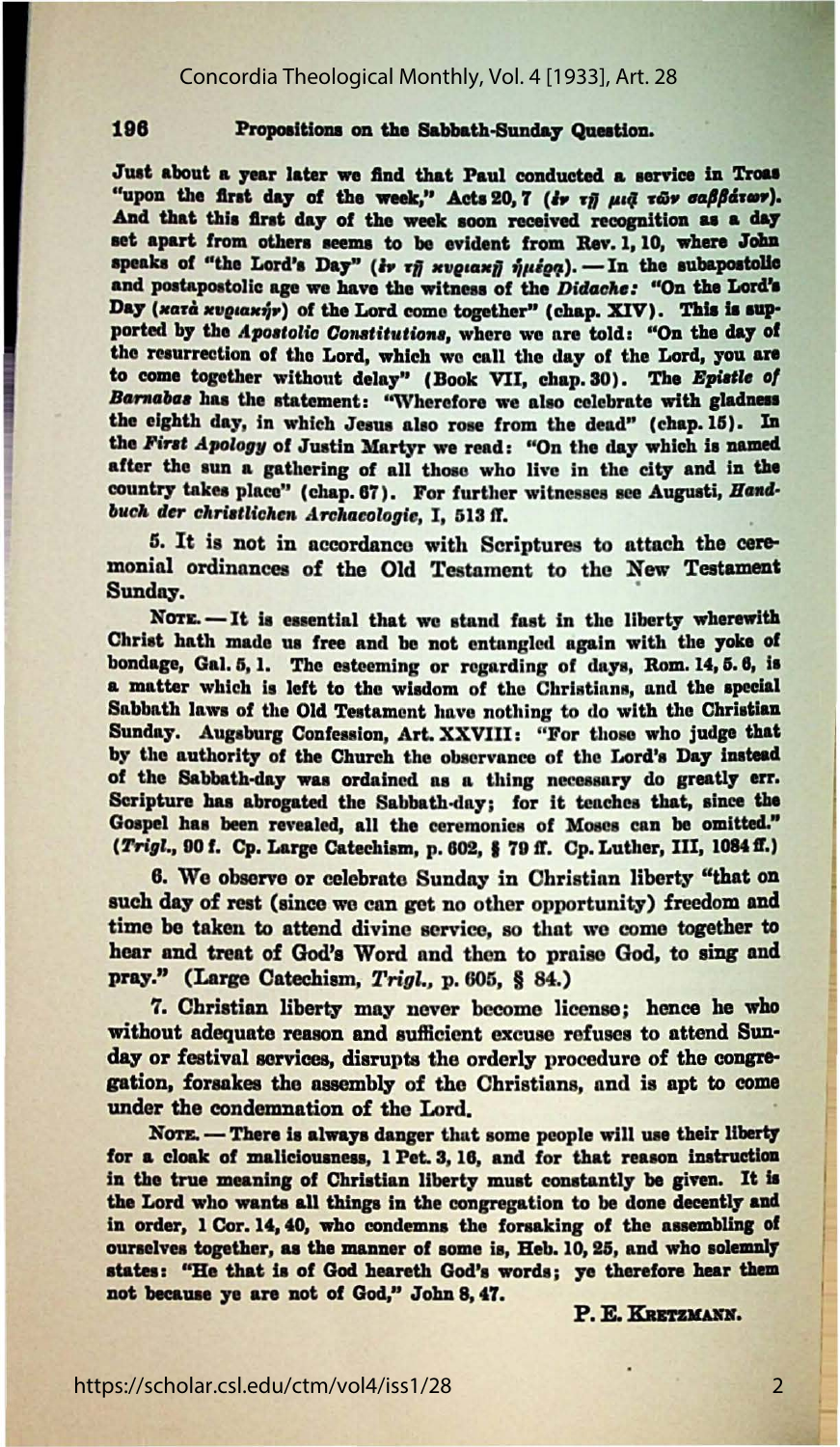Just about a year later we find that Paul conducted a service in Troas "upon the first day of the week," Acts 20, 7 (ἐν τῇ μιᾷ τῶν σαββάτων). And that this first day of the week soon received recognition as a day set apart from others seems to be evident from Rev. 1, 10, where John speaks of "the Lord's Day" (ἐν τῇ κυριακῇ ἡμέρᾳ). — In the subapostolic and postapostolic age we have the witness of the *Didache:* "On the Lord's Day (κατὰ κυριακὴν) of the Lord come together" (chap. XIV). This is supported by the *Apostolic Constitutions*, where we are told: "On the day of the resurrection of the Lord, which we call the day of the Lord, you are to come together without delay" (Book VII, chap. 30). The *Epistle of Barnabas* has the statement: "Wherefore we also celebrate with gladness the eighth day, in which Jesus also rose from the dead" (chap. 15). In the *First Apology* of Justin Martyr we read: "On the day which is named after the sun a gathering of all those who live in the city and in the country takes place" (chap. 67). For further witnesses see Augusti, *Handbuch der christlichen Archaeologie*, I, 513 ff.

5. It is not in accordance with Scriptures to attach the ceremonial ordinances of the Old Testament to the New Testament Sunday.

NOTE. — It is essential that we stand fast in the liberty wherewith Christ hath made us free and be not entangled again with the yoke of bondage, Gal. 5, 1. The esteeming or regarding of days, Rom. 14, 5. 6, is a matter which is left to the wisdom of the Christians, and the special Sabbath laws of the Old Testament have nothing to do with the Christian Sunday. Augsburg Confession, Art. XXVIII: "For those who judge that by the authority of the Church the observance of the Lord's Day instead of the Sabbath-day was ordained as a thing necessary do greatly err. Scripture has abrogated the Sabbath-day; for it teaches that, since the Gospel has been revealed, all the ceremonies of Moses can be omitted." (*Trigl.*, 90 f. Cp. Large Catechism, p. 602, § 79 ff. Cp. Luther, III, 1084 ff.)

6. We observe or celebrate Sunday in Christian liberty "that on such day of rest (since we can get no other opportunity) freedom and time be taken to attend divine service, so that we come together to hear and treat of God's Word and then to praise God, to sing and pray." (Large Catechism, *Trigl.*, p. 605, § 84.)

7. Christian liberty may never become license; hence he who without adequate reason and sufficient excuse refuses to attend Sunday or festival services, disrupts the orderly procedure of the congregation, forsakes the assembly of the Christians, and is apt to come under the condemnation of the Lord.

NOTE. — There is always danger that some people will use their liberty for a cloak of maliciousness, 1 Pet. 3, 16, and for that reason instruction in the true meaning of Christian liberty must constantly be given. It is the Lord who wants all things in the congregation to be done decently and in order, 1 Cor. 14, 40, who condemns the forsaking of the assembling of ourselves together, as the manner of some is, Heb. 10, 25, and who solemnly states: "He that is of God heareth God's words; ye therefore hear them not because ye are not of God," John 8, 47.

P. E. KRETZMANN.